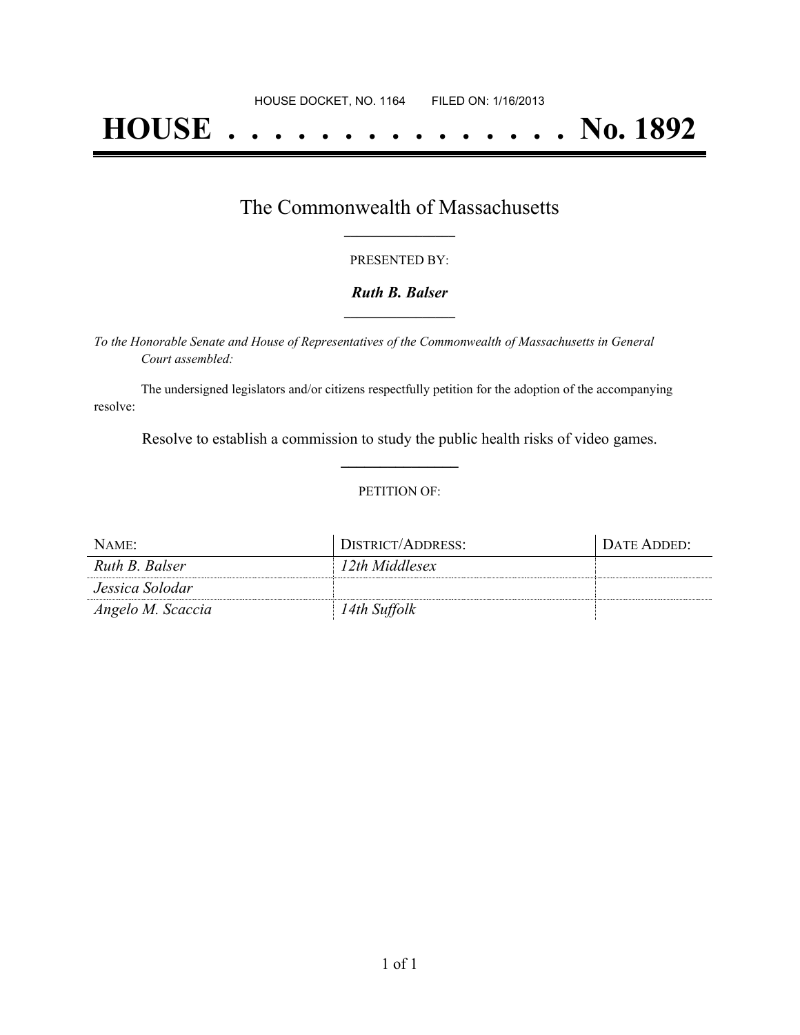HOUSE DOCKET, NO. 1164        FILED ON: 1/16/2013

# HOUSE . . . . . . . . . . . . . . . No. 1892

## The Commonwealth of Massachusetts

PRESENTED BY:

***Ruth B. Balser***

*To the Honorable Senate and House of Representatives of the Commonwealth of Massachusetts in General Court assembled:*

The undersigned legislators and/or citizens respectfully petition for the adoption of the accompanying resolve:

Resolve to establish a commission to study the public health risks of video games.

PETITION OF:

| NAME: | DISTRICT/ADDRESS: | DATE ADDED: |
|---|---|---|
| *Ruth B. Balser* | *12th Middlesex* | |
| *Jessica Solodar* | | |
| *Angelo M. Scaccia* | *14th Suffolk* | |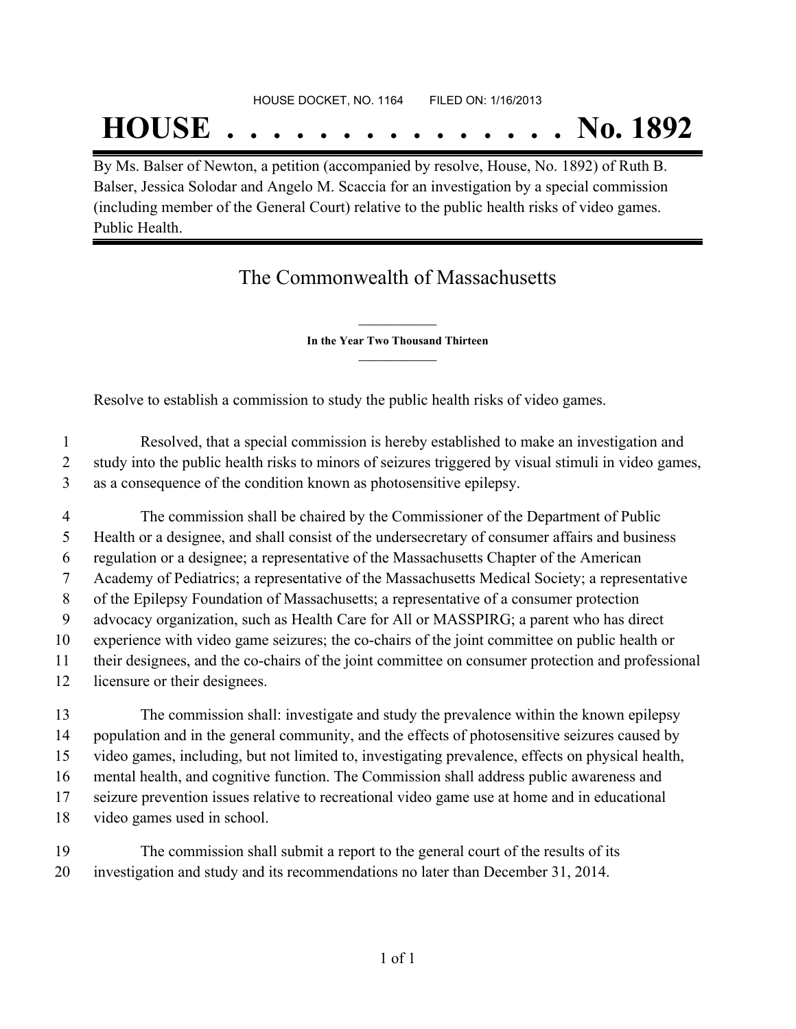HOUSE DOCKET, NO. 1164 FILED ON: 1/16/2013

# HOUSE . . . . . . . . . . . . . . . No. 1892

By Ms. Balser of Newton, a petition (accompanied by resolve, House, No. 1892) of Ruth B. Balser, Jessica Solodar and Angelo M. Scaccia for an investigation by a special commission (including member of the General Court) relative to the public health risks of video games. Public Health.

## The Commonwealth of Massachusetts

**In the Year Two Thousand Thirteen**

Resolve to establish a commission to study the public health risks of video games.

Resolved, that a special commission is hereby established to make an investigation and study into the public health risks to minors of seizures triggered by visual stimuli in video games, as a consequence of the condition known as photosensitive epilepsy.

The commission shall be chaired by the Commissioner of the Department of Public Health or a designee, and shall consist of the undersecretary of consumer affairs and business regulation or a designee; a representative of the Massachusetts Chapter of the American Academy of Pediatrics; a representative of the Massachusetts Medical Society; a representative of the Epilepsy Foundation of Massachusetts; a representative of a consumer protection advocacy organization, such as Health Care for All or MASSPIRG; a parent who has direct experience with video game seizures; the co-chairs of the joint committee on public health or their designees, and the co-chairs of the joint committee on consumer protection and professional licensure or their designees.

The commission shall: investigate and study the prevalence within the known epilepsy population and in the general community, and the effects of photosensitive seizures caused by video games, including, but not limited to, investigating prevalence, effects on physical health, mental health, and cognitive function. The Commission shall address public awareness and seizure prevention issues relative to recreational video game use at home and in educational video games used in school.

The commission shall submit a report to the general court of the results of its investigation and study and its recommendations no later than December 31, 2014.